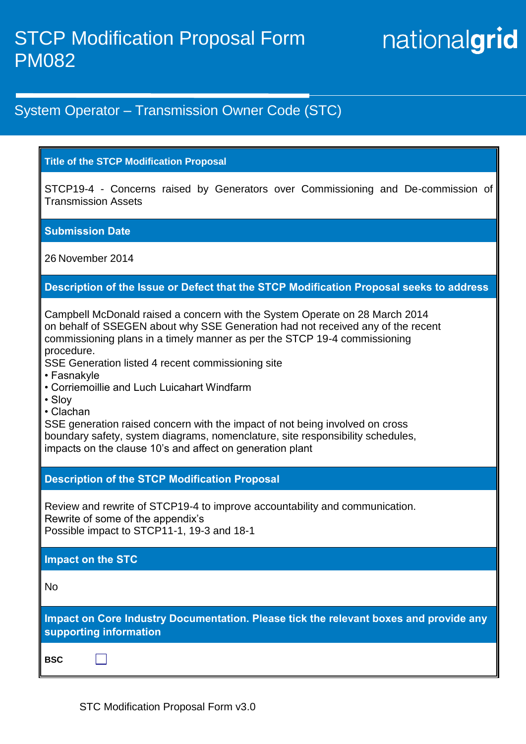# STCP Modification Proposal Form PM082

nationalgrid

## System Operator – Transmission Owner Code (STC)

### Title of the STCP Modification Proposal

STCP19-4 - Concerns raised by Generators over Commissioning and De-commission of Transmission Assets

### Submission Date

26 November 2014

### Description of the Issue or Defect that the STCP Modification Proposal seeks to address

Campbell McDonald raised a concern with the System Operate on 28 March 2014 on behalf of SSEGEN about why SSE Generation had not received any of the recent commissioning plans in a timely manner as per the STCP 19-4 commissioning procedure.

SSE Generation listed 4 recent commissioning site

- Fasnakyle
- Corriemoillie and Luch Luicahart Windfarm
- Sloy
- Clachan

SSE generation raised concern with the impact of not being involved on cross boundary safety, system diagrams, nomenclature, site responsibility schedules, impacts on the clause 10's and affect on generation plant

### Description of the STCP Modification Proposal

Review and rewrite of STCP19-4 to improve accountability and communication.
Rewrite of some of the appendix's
Possible impact to STCP11-1, 19-3 and 18-1

### Impact on the STC

No

### Impact on Core Industry Documentation. Please tick the relevant boxes and provide any supporting information

**BSC** ☐

STC Modification Proposal Form v3.0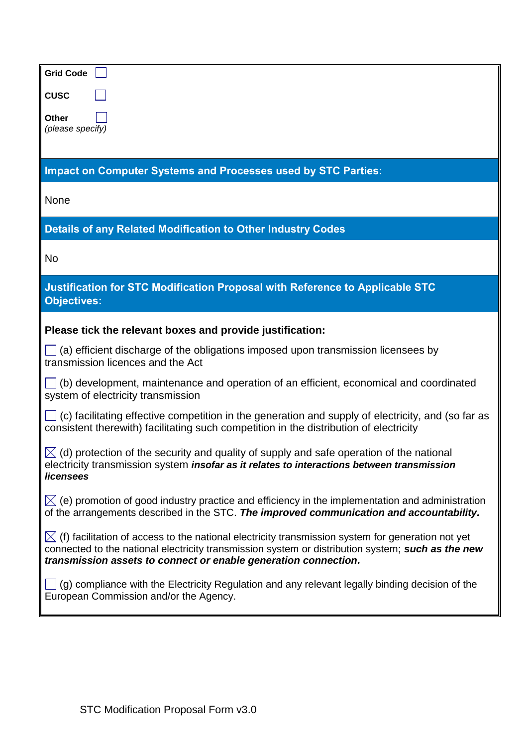**Grid Code** ☐

**CUSC** ☐

**Other** ☐
*(please specify)*

## Impact on Computer Systems and Processes used by STC Parties:

None

## Details of any Related Modification to Other Industry Codes

No

## Justification for STC Modification Proposal with Reference to Applicable STC Objectives:

**Please tick the relevant boxes and provide justification:**

☐ (a) efficient discharge of the obligations imposed upon transmission licensees by transmission licences and the Act

☐ (b) development, maintenance and operation of an efficient, economical and coordinated system of electricity transmission

☐ (c) facilitating effective competition in the generation and supply of electricity, and (so far as consistent therewith) facilitating such competition in the distribution of electricity

☒ (d) protection of the security and quality of supply and safe operation of the national electricity transmission system ***insofar as it relates to interactions between transmission licensees***

☒ (e) promotion of good industry practice and efficiency in the implementation and administration of the arrangements described in the STC. ***The improved communication and accountability.***

☒ (f) facilitation of access to the national electricity transmission system for generation not yet connected to the national electricity transmission system or distribution system; ***such as the new transmission assets to connect or enable generation connection.***

☐ (g) compliance with the Electricity Regulation and any relevant legally binding decision of the European Commission and/or the Agency.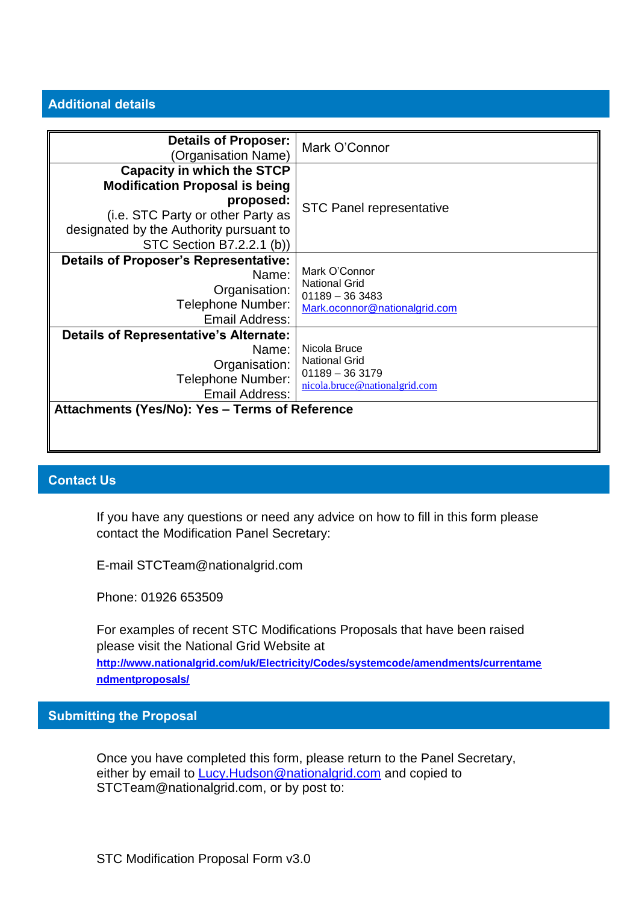## Additional details

| | |
|---|---|
| **Details of Proposer:** (Organisation Name) | Mark O'Connor |
| **Capacity in which the STCP Modification Proposal is being proposed:** (i.e. STC Party or other Party as designated by the Authority pursuant to STC Section B7.2.2.1 (b)) | STC Panel representative |
| **Details of Proposer's Representative:** Name: Organisation: Telephone Number: Email Address: | Mark O'Connor<br>National Grid<br>01189 – 36 3483<br>Mark.oconnor@nationalgrid.com |
| **Details of Representative's Alternate:** Name: Organisation: Telephone Number: Email Address: | Nicola Bruce<br>National Grid<br>01189 – 36 3179<br>nicola.bruce@nationalgrid.com |
| **Attachments (Yes/No): Yes – Terms of Reference** | |

## Contact Us

If you have any questions or need any advice on how to fill in this form please contact the Modification Panel Secretary:

E-mail STCTeam@nationalgrid.com

Phone: 01926 653509

For examples of recent STC Modifications Proposals that have been raised please visit the National Grid Website at **http://www.nationalgrid.com/uk/Electricity/Codes/systemcode/amendments/currentamendmentproposals/**

## Submitting the Proposal

Once you have completed this form, please return to the Panel Secretary, either by email to Lucy.Hudson@nationalgrid.com and copied to STCTeam@nationalgrid.com, or by post to:

STC Modification Proposal Form v3.0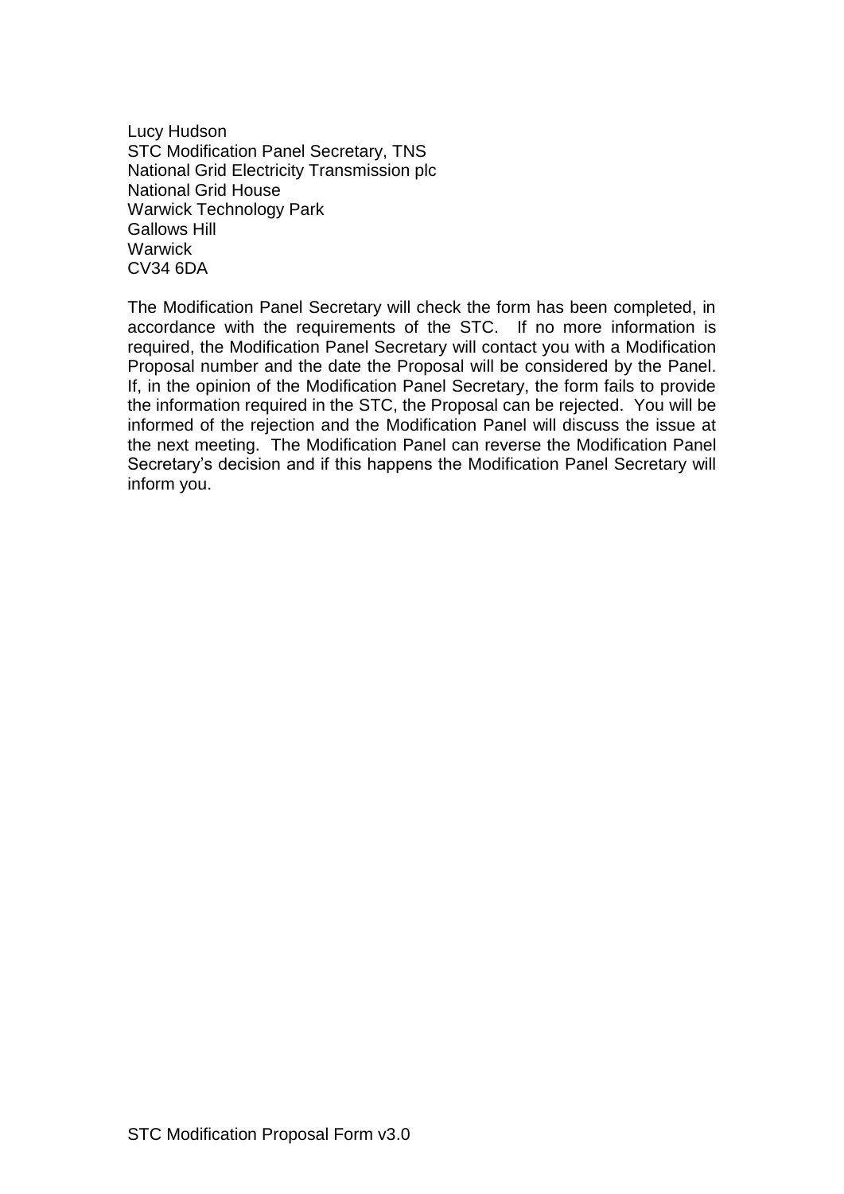Lucy Hudson
STC Modification Panel Secretary, TNS
National Grid Electricity Transmission plc
National Grid House
Warwick Technology Park
Gallows Hill
Warwick
CV34 6DA

The Modification Panel Secretary will check the form has been completed, in accordance with the requirements of the STC. If no more information is required, the Modification Panel Secretary will contact you with a Modification Proposal number and the date the Proposal will be considered by the Panel. If, in the opinion of the Modification Panel Secretary, the form fails to provide the information required in the STC, the Proposal can be rejected. You will be informed of the rejection and the Modification Panel will discuss the issue at the next meeting. The Modification Panel can reverse the Modification Panel Secretary's decision and if this happens the Modification Panel Secretary will inform you.